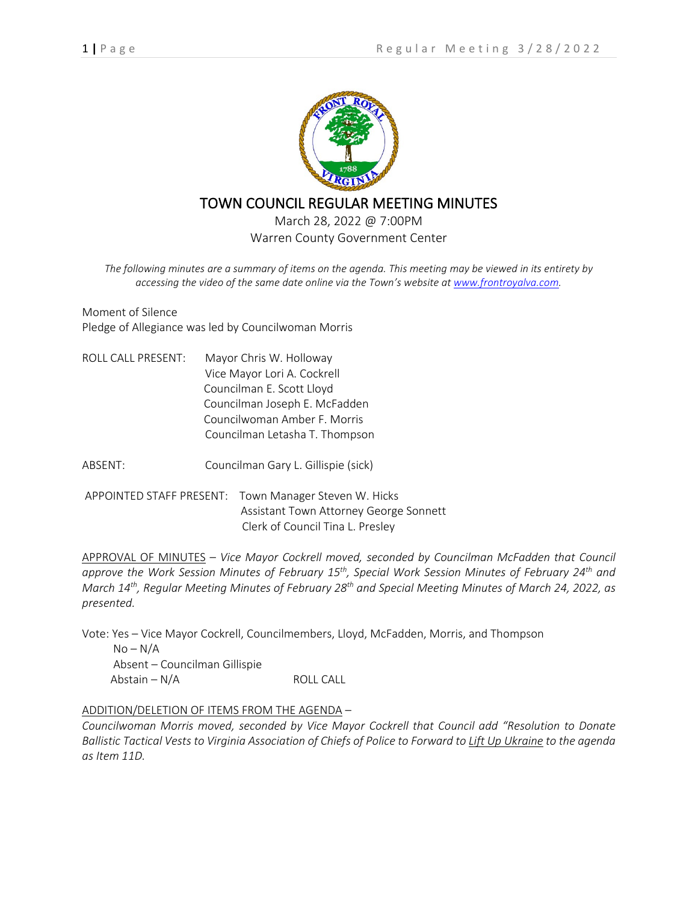# TOWN COUNCIL REGULAR MEETING MINUTES

March 28, 2022 @ 7:00PM
Warren County Government Center

*The following minutes are a summary of items on the agenda. This meeting may be viewed in its entirety by accessing the video of the same date online via the Town's website at www.frontroyalva.com.*

Moment of Silence
Pledge of Allegiance was led by Councilwoman Morris

ROLL CALL PRESENT: Mayor Chris W. Holloway
Vice Mayor Lori A. Cockrell
Councilman E. Scott Lloyd
Councilman Joseph E. McFadden
Councilwoman Amber F. Morris
Councilman Letasha T. Thompson

ABSENT: Councilman Gary L. Gillispie (sick)

APPOINTED STAFF PRESENT: Town Manager Steven W. Hicks
Assistant Town Attorney George Sonnett
Clerk of Council Tina L. Presley

APPROVAL OF MINUTES – *Vice Mayor Cockrell moved, seconded by Councilman McFadden that Council approve the Work Session Minutes of February 15th, Special Work Session Minutes of February 24th and March 14th, Regular Meeting Minutes of February 28th and Special Meeting Minutes of March 24, 2022, as presented.*

Vote: Yes – Vice Mayor Cockrell, Councilmembers, Lloyd, McFadden, Morris, and Thompson
No – N/A
Absent – Councilman Gillispie
Abstain – N/A ROLL CALL

ADDITION/DELETION OF ITEMS FROM THE AGENDA –
*Councilwoman Morris moved, seconded by Vice Mayor Cockrell that Council add "Resolution to Donate Ballistic Tactical Vests to Virginia Association of Chiefs of Police to Forward to Lift Up Ukraine to the agenda as Item 11D.*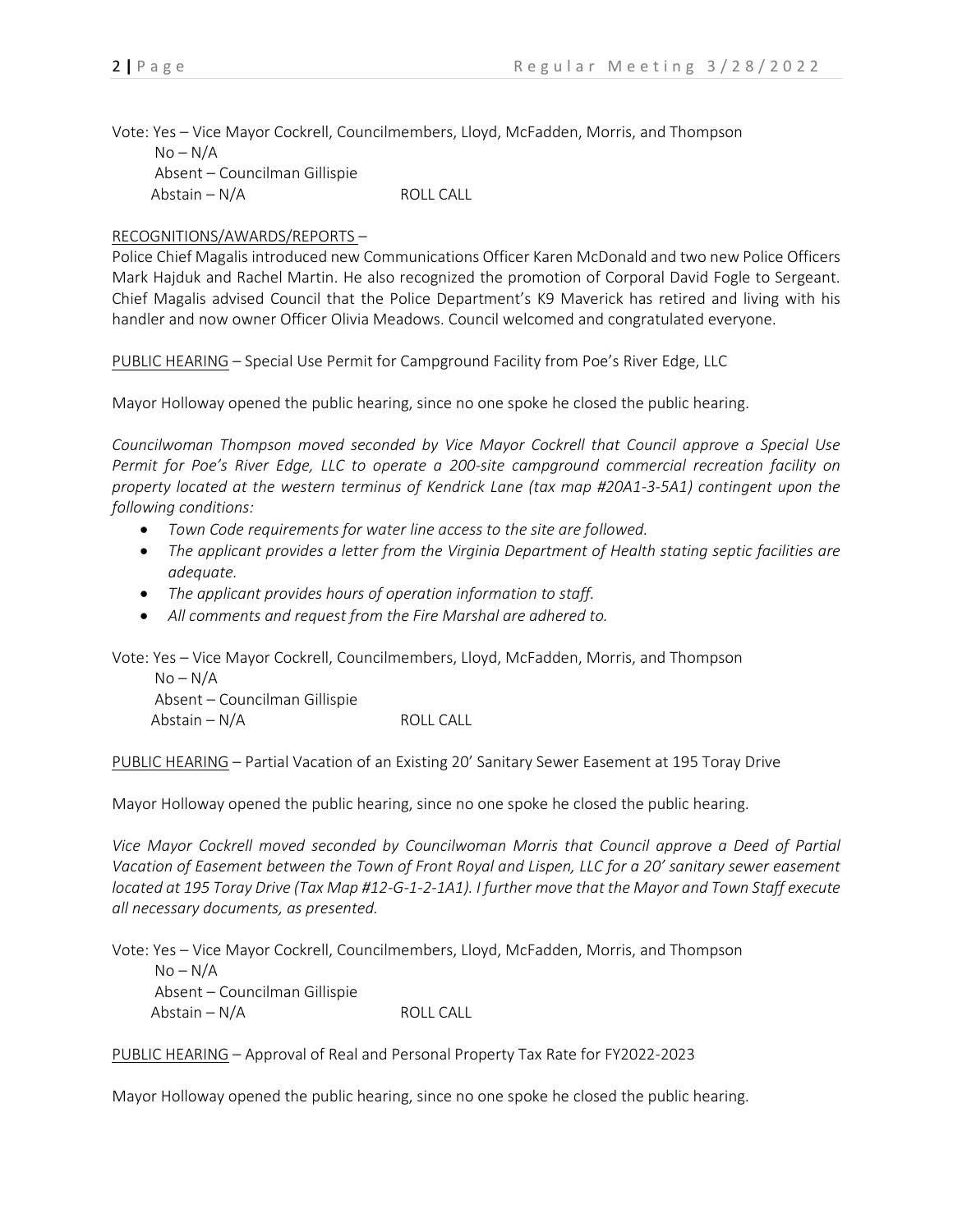Vote: Yes – Vice Mayor Cockrell, Councilmembers, Lloyd, McFadden, Morris, and Thompson
No – N/A
Absent – Councilman Gillispie
Abstain – N/A ROLL CALL

RECOGNITIONS/AWARDS/REPORTS –

Police Chief Magalis introduced new Communications Officer Karen McDonald and two new Police Officers Mark Hajduk and Rachel Martin. He also recognized the promotion of Corporal David Fogle to Sergeant. Chief Magalis advised Council that the Police Department's K9 Maverick has retired and living with his handler and now owner Officer Olivia Meadows. Council welcomed and congratulated everyone.

PUBLIC HEARING – Special Use Permit for Campground Facility from Poe's River Edge, LLC

Mayor Holloway opened the public hearing, since no one spoke he closed the public hearing.

*Councilwoman Thompson moved seconded by Vice Mayor Cockrell that Council approve a Special Use Permit for Poe's River Edge, LLC to operate a 200-site campground commercial recreation facility on property located at the western terminus of Kendrick Lane (tax map #20A1-3-5A1) contingent upon the following conditions:*

- *Town Code requirements for water line access to the site are followed.*
- *The applicant provides a letter from the Virginia Department of Health stating septic facilities are adequate.*
- *The applicant provides hours of operation information to staff.*
- *All comments and request from the Fire Marshal are adhered to.*

Vote: Yes – Vice Mayor Cockrell, Councilmembers, Lloyd, McFadden, Morris, and Thompson
No – N/A
Absent – Councilman Gillispie
Abstain – N/A ROLL CALL

PUBLIC HEARING – Partial Vacation of an Existing 20' Sanitary Sewer Easement at 195 Toray Drive

Mayor Holloway opened the public hearing, since no one spoke he closed the public hearing.

*Vice Mayor Cockrell moved seconded by Councilwoman Morris that Council approve a Deed of Partial Vacation of Easement between the Town of Front Royal and Lispen, LLC for a 20' sanitary sewer easement located at 195 Toray Drive (Tax Map #12-G-1-2-1A1). I further move that the Mayor and Town Staff execute all necessary documents, as presented.*

Vote: Yes – Vice Mayor Cockrell, Councilmembers, Lloyd, McFadden, Morris, and Thompson
No – N/A
Absent – Councilman Gillispie
Abstain – N/A ROLL CALL

PUBLIC HEARING – Approval of Real and Personal Property Tax Rate for FY2022-2023

Mayor Holloway opened the public hearing, since no one spoke he closed the public hearing.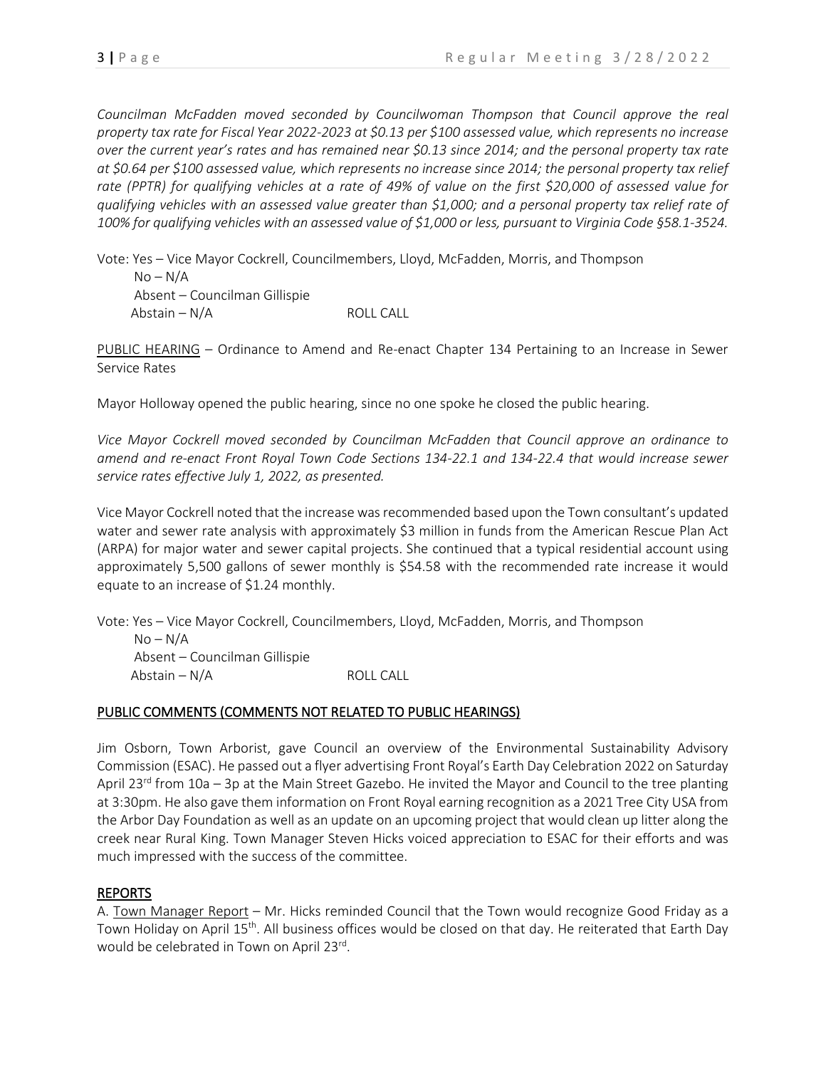*Councilman McFadden moved seconded by Councilwoman Thompson that Council approve the real property tax rate for Fiscal Year 2022-2023 at $0.13 per $100 assessed value, which represents no increase over the current year's rates and has remained near $0.13 since 2014; and the personal property tax rate at $0.64 per $100 assessed value, which represents no increase since 2014; the personal property tax relief rate (PPTR) for qualifying vehicles at a rate of 49% of value on the first $20,000 of assessed value for qualifying vehicles with an assessed value greater than $1,000; and a personal property tax relief rate of 100% for qualifying vehicles with an assessed value of $1,000 or less, pursuant to Virginia Code §58.1-3524.*

Vote: Yes – Vice Mayor Cockrell, Councilmembers, Lloyd, McFadden, Morris, and Thompson
No – N/A
Absent – Councilman Gillispie
Abstain – N/A ROLL CALL

PUBLIC HEARING – Ordinance to Amend and Re-enact Chapter 134 Pertaining to an Increase in Sewer Service Rates

Mayor Holloway opened the public hearing, since no one spoke he closed the public hearing.

*Vice Mayor Cockrell moved seconded by Councilman McFadden that Council approve an ordinance to amend and re-enact Front Royal Town Code Sections 134-22.1 and 134-22.4 that would increase sewer service rates effective July 1, 2022, as presented.*

Vice Mayor Cockrell noted that the increase was recommended based upon the Town consultant's updated water and sewer rate analysis with approximately $3 million in funds from the American Rescue Plan Act (ARPA) for major water and sewer capital projects. She continued that a typical residential account using approximately 5,500 gallons of sewer monthly is $54.58 with the recommended rate increase it would equate to an increase of $1.24 monthly.

Vote: Yes – Vice Mayor Cockrell, Councilmembers, Lloyd, McFadden, Morris, and Thompson
No – N/A
Absent – Councilman Gillispie
Abstain – N/A ROLL CALL

## PUBLIC COMMENTS (COMMENTS NOT RELATED TO PUBLIC HEARINGS)

Jim Osborn, Town Arborist, gave Council an overview of the Environmental Sustainability Advisory Commission (ESAC). He passed out a flyer advertising Front Royal's Earth Day Celebration 2022 on Saturday April 23rd from 10a – 3p at the Main Street Gazebo. He invited the Mayor and Council to the tree planting at 3:30pm. He also gave them information on Front Royal earning recognition as a 2021 Tree City USA from the Arbor Day Foundation as well as an update on an upcoming project that would clean up litter along the creek near Rural King. Town Manager Steven Hicks voiced appreciation to ESAC for their efforts and was much impressed with the success of the committee.

## REPORTS

A. Town Manager Report – Mr. Hicks reminded Council that the Town would recognize Good Friday as a Town Holiday on April 15th. All business offices would be closed on that day. He reiterated that Earth Day would be celebrated in Town on April 23rd.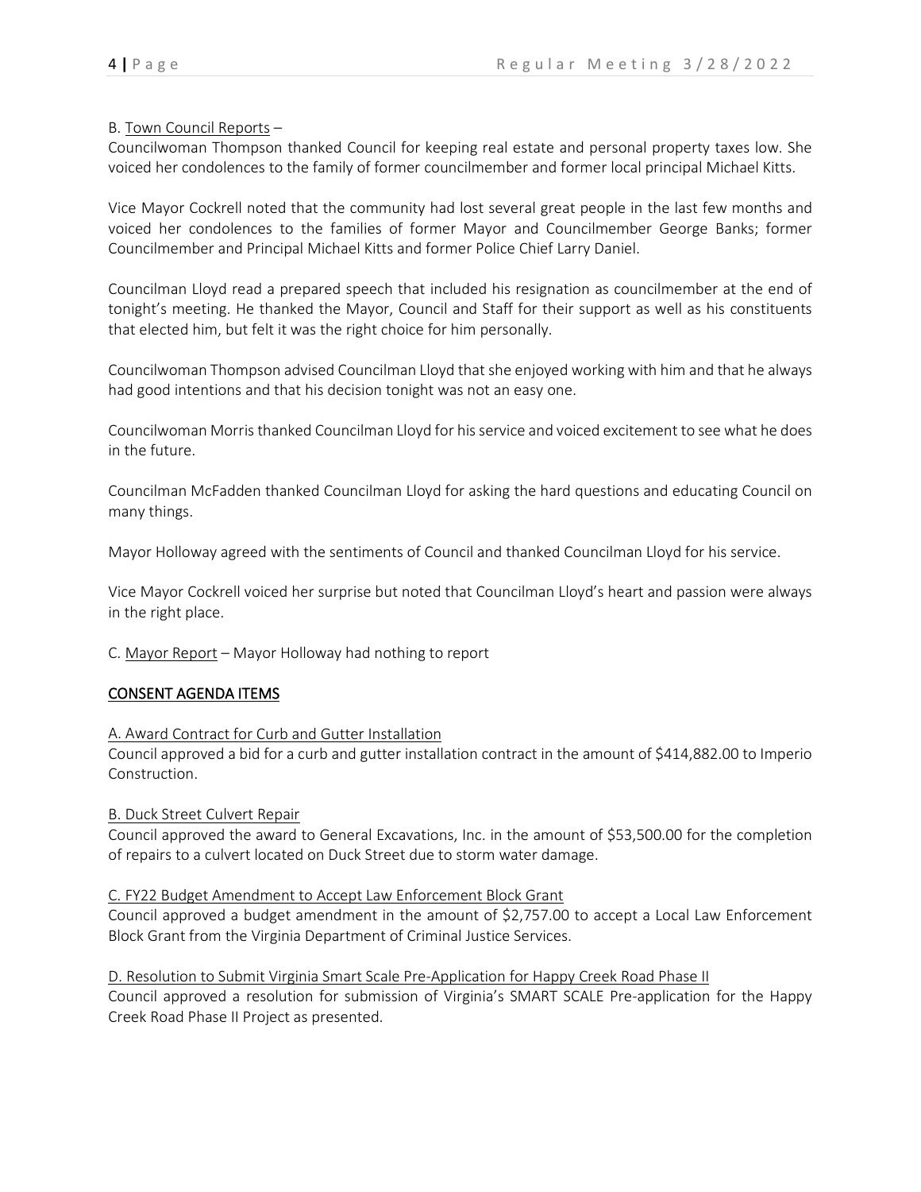B. Town Council Reports –

Councilwoman Thompson thanked Council for keeping real estate and personal property taxes low. She voiced her condolences to the family of former councilmember and former local principal Michael Kitts.

Vice Mayor Cockrell noted that the community had lost several great people in the last few months and voiced her condolences to the families of former Mayor and Councilmember George Banks; former Councilmember and Principal Michael Kitts and former Police Chief Larry Daniel.

Councilman Lloyd read a prepared speech that included his resignation as councilmember at the end of tonight's meeting. He thanked the Mayor, Council and Staff for their support as well as his constituents that elected him, but felt it was the right choice for him personally.

Councilwoman Thompson advised Councilman Lloyd that she enjoyed working with him and that he always had good intentions and that his decision tonight was not an easy one.

Councilwoman Morris thanked Councilman Lloyd for his service and voiced excitement to see what he does in the future.

Councilman McFadden thanked Councilman Lloyd for asking the hard questions and educating Council on many things.

Mayor Holloway agreed with the sentiments of Council and thanked Councilman Lloyd for his service.

Vice Mayor Cockrell voiced her surprise but noted that Councilman Lloyd's heart and passion were always in the right place.

C. Mayor Report – Mayor Holloway had nothing to report

## CONSENT AGENDA ITEMS

A. Award Contract for Curb and Gutter Installation

Council approved a bid for a curb and gutter installation contract in the amount of $414,882.00 to Imperio Construction.

B. Duck Street Culvert Repair

Council approved the award to General Excavations, Inc. in the amount of $53,500.00 for the completion of repairs to a culvert located on Duck Street due to storm water damage.

C. FY22 Budget Amendment to Accept Law Enforcement Block Grant

Council approved a budget amendment in the amount of $2,757.00 to accept a Local Law Enforcement Block Grant from the Virginia Department of Criminal Justice Services.

D. Resolution to Submit Virginia Smart Scale Pre-Application for Happy Creek Road Phase II

Council approved a resolution for submission of Virginia's SMART SCALE Pre-application for the Happy Creek Road Phase II Project as presented.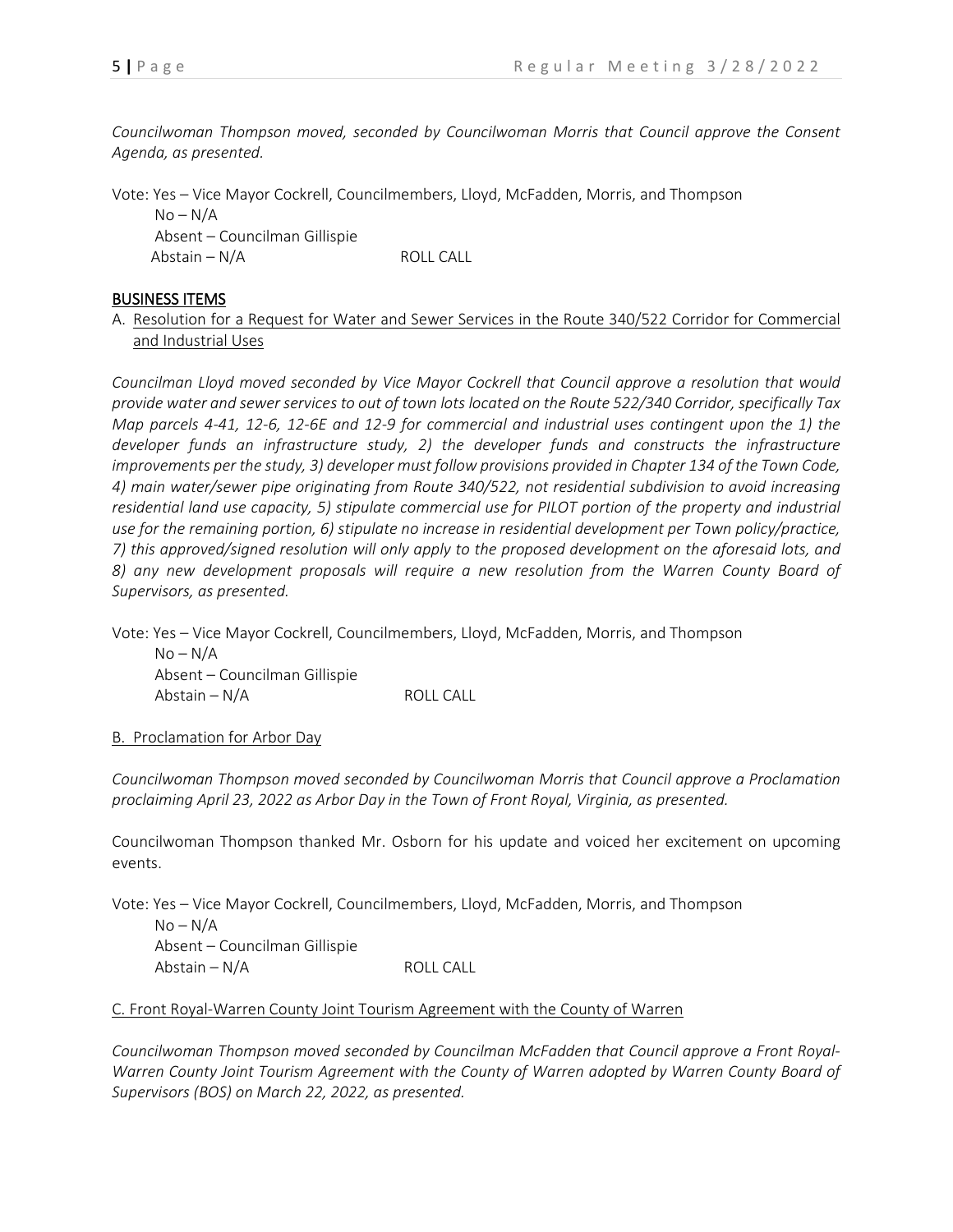*Councilwoman Thompson moved, seconded by Councilwoman Morris that Council approve the Consent Agenda, as presented.*

Vote: Yes – Vice Mayor Cockrell, Councilmembers, Lloyd, McFadden, Morris, and Thompson
No – N/A
Absent – Councilman Gillispie
Abstain – N/A ROLL CALL

## BUSINESS ITEMS

A. Resolution for a Request for Water and Sewer Services in the Route 340/522 Corridor for Commercial and Industrial Uses

*Councilman Lloyd moved seconded by Vice Mayor Cockrell that Council approve a resolution that would provide water and sewer services to out of town lots located on the Route 522/340 Corridor, specifically Tax Map parcels 4-41, 12-6, 12-6E and 12-9 for commercial and industrial uses contingent upon the 1) the developer funds an infrastructure study, 2) the developer funds and constructs the infrastructure improvements per the study, 3) developer must follow provisions provided in Chapter 134 of the Town Code, 4) main water/sewer pipe originating from Route 340/522, not residential subdivision to avoid increasing residential land use capacity, 5) stipulate commercial use for PILOT portion of the property and industrial use for the remaining portion, 6) stipulate no increase in residential development per Town policy/practice, 7) this approved/signed resolution will only apply to the proposed development on the aforesaid lots, and 8) any new development proposals will require a new resolution from the Warren County Board of Supervisors, as presented.*

Vote: Yes – Vice Mayor Cockrell, Councilmembers, Lloyd, McFadden, Morris, and Thompson
No – N/A
Absent – Councilman Gillispie
Abstain – N/A ROLL CALL

B. Proclamation for Arbor Day

*Councilwoman Thompson moved seconded by Councilwoman Morris that Council approve a Proclamation proclaiming April 23, 2022 as Arbor Day in the Town of Front Royal, Virginia, as presented.*

Councilwoman Thompson thanked Mr. Osborn for his update and voiced her excitement on upcoming events.

Vote: Yes – Vice Mayor Cockrell, Councilmembers, Lloyd, McFadden, Morris, and Thompson
No – N/A
Absent – Councilman Gillispie
Abstain – N/A ROLL CALL

C. Front Royal-Warren County Joint Tourism Agreement with the County of Warren

*Councilwoman Thompson moved seconded by Councilman McFadden that Council approve a Front Royal-Warren County Joint Tourism Agreement with the County of Warren adopted by Warren County Board of Supervisors (BOS) on March 22, 2022, as presented.*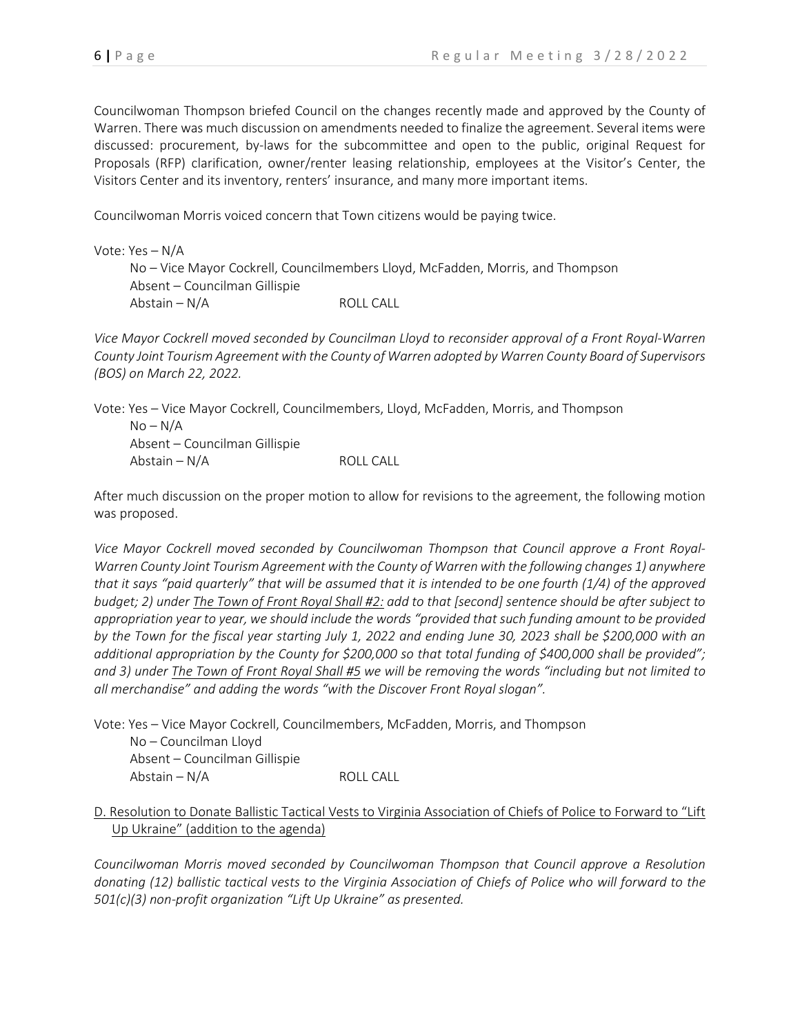Councilwoman Thompson briefed Council on the changes recently made and approved by the County of Warren. There was much discussion on amendments needed to finalize the agreement. Several items were discussed: procurement, by-laws for the subcommittee and open to the public, original Request for Proposals (RFP) clarification, owner/renter leasing relationship, employees at the Visitor's Center, the Visitors Center and its inventory, renters' insurance, and many more important items.

Councilwoman Morris voiced concern that Town citizens would be paying twice.

Vote: Yes – N/A
No – Vice Mayor Cockrell, Councilmembers Lloyd, McFadden, Morris, and Thompson
Absent – Councilman Gillispie
Abstain – N/A ROLL CALL

*Vice Mayor Cockrell moved seconded by Councilman Lloyd to reconsider approval of a Front Royal-Warren County Joint Tourism Agreement with the County of Warren adopted by Warren County Board of Supervisors (BOS) on March 22, 2022.*

Vote: Yes – Vice Mayor Cockrell, Councilmembers, Lloyd, McFadden, Morris, and Thompson
No – N/A
Absent – Councilman Gillispie
Abstain – N/A ROLL CALL

After much discussion on the proper motion to allow for revisions to the agreement, the following motion was proposed.

*Vice Mayor Cockrell moved seconded by Councilwoman Thompson that Council approve a Front Royal-Warren County Joint Tourism Agreement with the County of Warren with the following changes 1) anywhere that it says "paid quarterly" that will be assumed that it is intended to be one fourth (1/4) of the approved budget; 2) under <u>The Town of Front Royal Shall #2:</u> add to that [second] sentence should be after subject to appropriation year to year, we should include the words "provided that such funding amount to be provided by the Town for the fiscal year starting July 1, 2022 and ending June 30, 2023 shall be $200,000 with an additional appropriation by the County for $200,000 so that total funding of $400,000 shall be provided"; and 3) under <u>The Town of Front Royal Shall #5</u> we will be removing the words "including but not limited to all merchandise" and adding the words "with the Discover Front Royal slogan".*

Vote: Yes – Vice Mayor Cockrell, Councilmembers, McFadden, Morris, and Thompson
No – Councilman Lloyd
Absent – Councilman Gillispie
Abstain – N/A ROLL CALL

<u>D. Resolution to Donate Ballistic Tactical Vests to Virginia Association of Chiefs of Police to Forward to "Lift Up Ukraine" (addition to the agenda)</u>

*Councilwoman Morris moved seconded by Councilwoman Thompson that Council approve a Resolution donating (12) ballistic tactical vests to the Virginia Association of Chiefs of Police who will forward to the 501(c)(3) non-profit organization "Lift Up Ukraine" as presented.*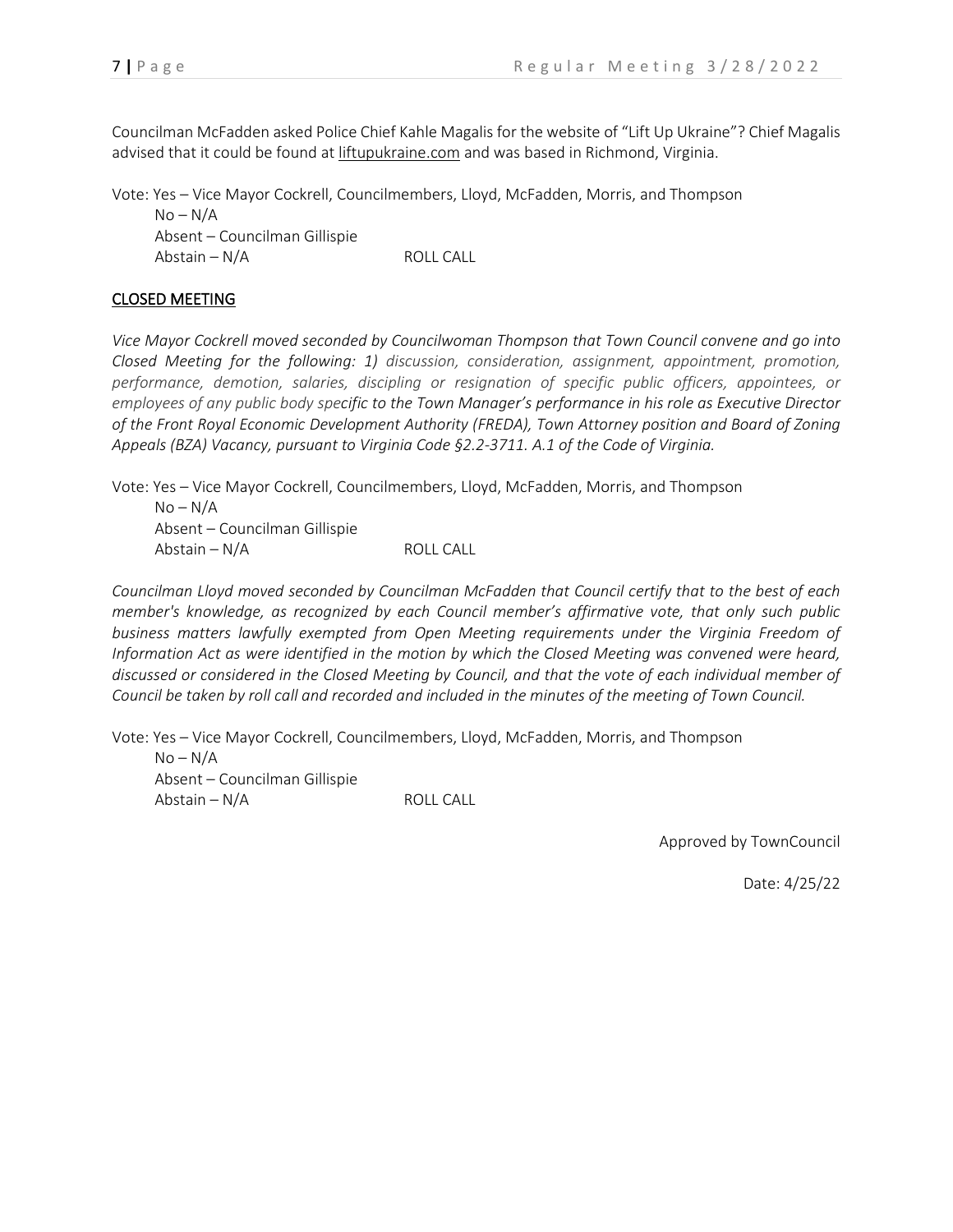Councilman McFadden asked Police Chief Kahle Magalis for the website of "Lift Up Ukraine"? Chief Magalis advised that it could be found at liftupukraine.com and was based in Richmond, Virginia.

Vote: Yes – Vice Mayor Cockrell, Councilmembers, Lloyd, McFadden, Morris, and Thompson
No – N/A
Absent – Councilman Gillispie
Abstain – N/A ROLL CALL

## CLOSED MEETING

*Vice Mayor Cockrell moved seconded by Councilwoman Thompson that Town Council convene and go into Closed Meeting for the following: 1) discussion, consideration, assignment, appointment, promotion, performance, demotion, salaries, discipling or resignation of specific public officers, appointees, or employees of any public body specific to the Town Manager's performance in his role as Executive Director of the Front Royal Economic Development Authority (FREDA), Town Attorney position and Board of Zoning Appeals (BZA) Vacancy, pursuant to Virginia Code §2.2-3711. A.1 of the Code of Virginia.*

Vote: Yes – Vice Mayor Cockrell, Councilmembers, Lloyd, McFadden, Morris, and Thompson
No – N/A
Absent – Councilman Gillispie
Abstain – N/A ROLL CALL

*Councilman Lloyd moved seconded by Councilman McFadden that Council certify that to the best of each member's knowledge, as recognized by each Council member's affirmative vote, that only such public business matters lawfully exempted from Open Meeting requirements under the Virginia Freedom of Information Act as were identified in the motion by which the Closed Meeting was convened were heard, discussed or considered in the Closed Meeting by Council, and that the vote of each individual member of Council be taken by roll call and recorded and included in the minutes of the meeting of Town Council.*

Vote: Yes – Vice Mayor Cockrell, Councilmembers, Lloyd, McFadden, Morris, and Thompson
No – N/A
Absent – Councilman Gillispie
Abstain – N/A ROLL CALL

Approved by TownCouncil

Date: 4/25/22